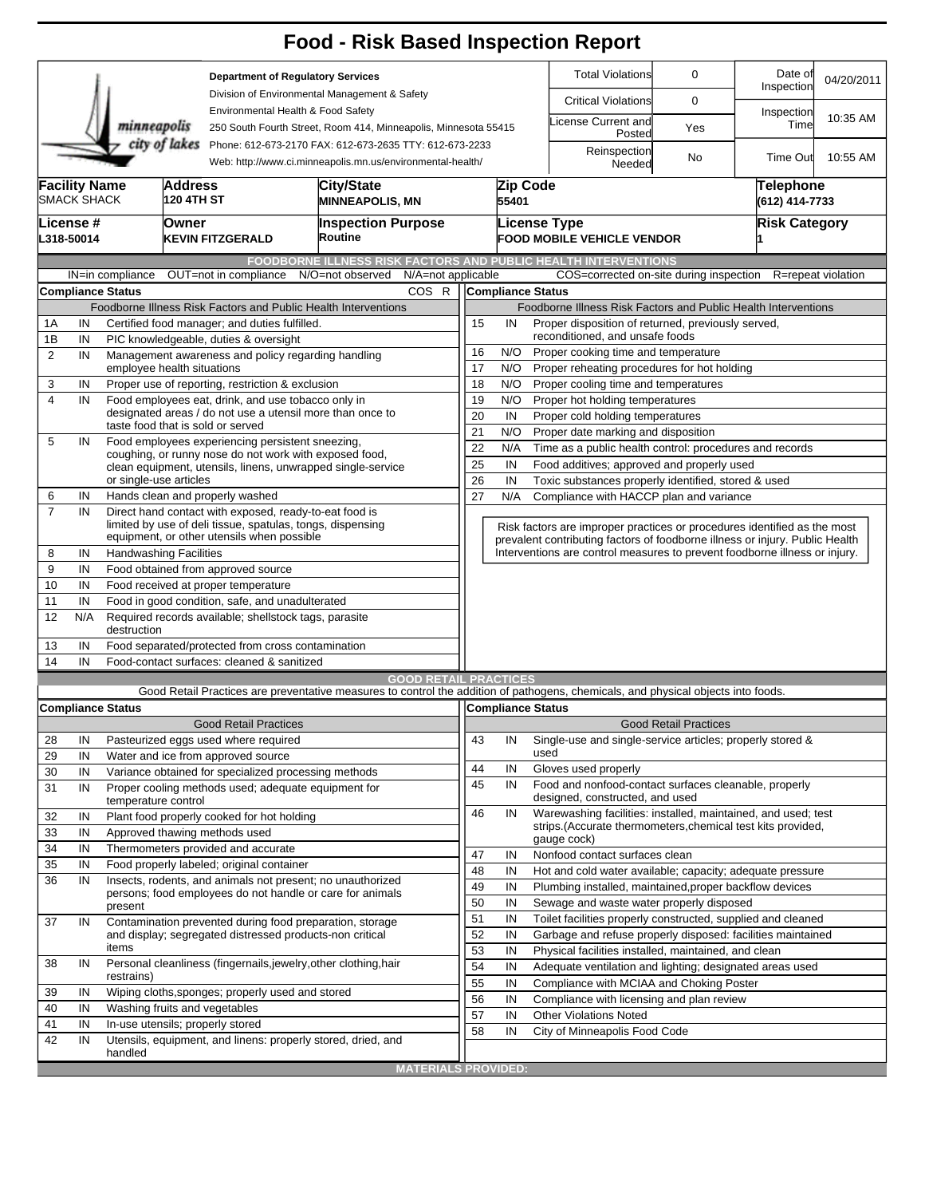# Food - Risk Based Inspection Report

**Department of Regulatory Services**
Division of Environmental Management & Safety
Environmental Health & Food Safety
250 South Fourth Street, Room 414, Minneapolis, Minnesota 55415
Phone: 612-673-2170 FAX: 612-673-2635 TTY: 612-673-2233
Web: http://www.ci.minneapolis.mn.us/environmental-health/

minneapolis city of lakes

| | | | |
|---|---|---|---|
| Total Violations | 0 | Date of Inspection | 04/20/2011 |
| Critical Violations | 0 | Inspection Time | 10:35 AM |
| License Current and Posted | Yes | | |
| Reinspection Needed | No | Time Out | 10:55 AM |

| Facility Name | Address | City/State | Zip Code | Telephone |
|---|---|---|---|---|
| SMACK SHACK | 120 4TH ST | MINNEAPOLIS, MN | 55401 | (612) 414-7733 |

| License # | Owner | Inspection Purpose | License Type | Risk Category |
|---|---|---|---|---|
| L318-50014 | KEVIN FITZGERALD | Routine | FOOD MOBILE VEHICLE VENDOR | 1 |

## FOODBORNE ILLNESS RISK FACTORS AND PUBLIC HEALTH INTERVENTIONS

IN=in compliance OUT=not in compliance N/O=not observed N/A=not applicable COS=corrected on-site during inspection R=repeat violation

**Compliance Status** — Foodborne Illness Risk Factors and Public Health Interventions

| # | Status | Item | COS | R |
|---|---|---|---|---|
| 1A | IN | Certified food manager; and duties fulfilled. | | |
| 1B | IN | PIC knowledgeable, duties & oversight | | |
| 2 | IN | Management awareness and policy regarding handling employee health situations | | |
| 3 | IN | Proper use of reporting, restriction & exclusion | | |
| 4 | IN | Food employees eat, drink, and use tobacco only in designated areas / do not use a utensil more than once to taste food that is sold or served | | |
| 5 | IN | Food employees experiencing persistent sneezing, coughing, or runny nose do not work with exposed food, clean equipment, utensils, linens, unwrapped single-service or single-use articles | | |
| 6 | IN | Hands clean and properly washed | | |
| 7 | IN | Direct hand contact with exposed, ready-to-eat food is limited by use of deli tissue, spatulas, tongs, dispensing equipment, or other utensils when possible | | |
| 8 | IN | Handwashing Facilities | | |
| 9 | IN | Food obtained from approved source | | |
| 10 | IN | Food received at proper temperature | | |
| 11 | IN | Food in good condition, safe, and unadulterated | | |
| 12 | N/A | Required records available; shellstock tags, parasite destruction | | |
| 13 | IN | Food separated/protected from cross contamination | | |
| 14 | IN | Food-contact surfaces: cleaned & sanitized | | |
| 15 | IN | Proper disposition of returned, previously served, reconditioned, and unsafe foods | | |
| 16 | N/O | Proper cooking time and temperature | | |
| 17 | N/O | Proper reheating procedures for hot holding | | |
| 18 | N/O | Proper cooling time and temperatures | | |
| 19 | N/O | Proper hot holding temperatures | | |
| 20 | IN | Proper cold holding temperatures | | |
| 21 | N/O | Proper date marking and disposition | | |
| 22 | N/A | Time as a public health control: procedures and records | | |
| 25 | IN | Food additives; approved and properly used | | |
| 26 | IN | Toxic substances properly identified, stored & used | | |
| 27 | N/A | Compliance with HACCP plan and variance | | |

Risk factors are improper practices or procedures identified as the most prevalent contributing factors of foodborne illness or injury. Public Health Interventions are control measures to prevent foodborne illness or injury.

## GOOD RETAIL PRACTICES

Good Retail Practices are preventative measures to control the addition of pathogens, chemicals, and physical objects into foods.

**Compliance Status** — Good Retail Practices

| # | Status | Item |
|---|---|---|
| 28 | IN | Pasteurized eggs used where required |
| 29 | IN | Water and ice from approved source |
| 30 | IN | Variance obtained for specialized processing methods |
| 31 | IN | Proper cooling methods used; adequate equipment for temperature control |
| 32 | IN | Plant food properly cooked for hot holding |
| 33 | IN | Approved thawing methods used |
| 34 | IN | Thermometers provided and accurate |
| 35 | IN | Food properly labeled; original container |
| 36 | IN | Insects, rodents, and animals not present; no unauthorized persons; food employees do not handle or care for animals present |
| 37 | IN | Contamination prevented during food preparation, storage and display; segregated distressed products-non critical items |
| 38 | IN | Personal cleanliness (fingernails,jewelry,other clothing,hair restrains) |
| 39 | IN | Wiping cloths,sponges; properly used and stored |
| 40 | IN | Washing fruits and vegetables |
| 41 | IN | In-use utensils; properly stored |
| 42 | IN | Utensils, equipment, and linens: properly stored, dried, and handled |
| 43 | IN | Single-use and single-service articles; properly stored & used |
| 44 | IN | Gloves used properly |
| 45 | IN | Food and nonfood-contact surfaces cleanable, properly designed, constructed, and used |
| 46 | IN | Warewashing facilities: installed, maintained, and used; test strips.(Accurate thermometers,chemical test kits provided, gauge cock) |
| 47 | IN | Nonfood contact surfaces clean |
| 48 | IN | Hot and cold water available; capacity; adequate pressure |
| 49 | IN | Plumbing installed, maintained,proper backflow devices |
| 50 | IN | Sewage and waste water properly disposed |
| 51 | IN | Toilet facilities properly constructed, supplied and cleaned |
| 52 | IN | Garbage and refuse properly disposed: facilities maintained |
| 53 | IN | Physical facilities installed, maintained, and clean |
| 54 | IN | Adequate ventilation and lighting; designated areas used |
| 55 | IN | Compliance with MCIAA and Choking Poster |
| 56 | IN | Compliance with licensing and plan review |
| 57 | IN | Other Violations Noted |
| 58 | IN | City of Minneapolis Food Code |

## MATERIALS PROVIDED: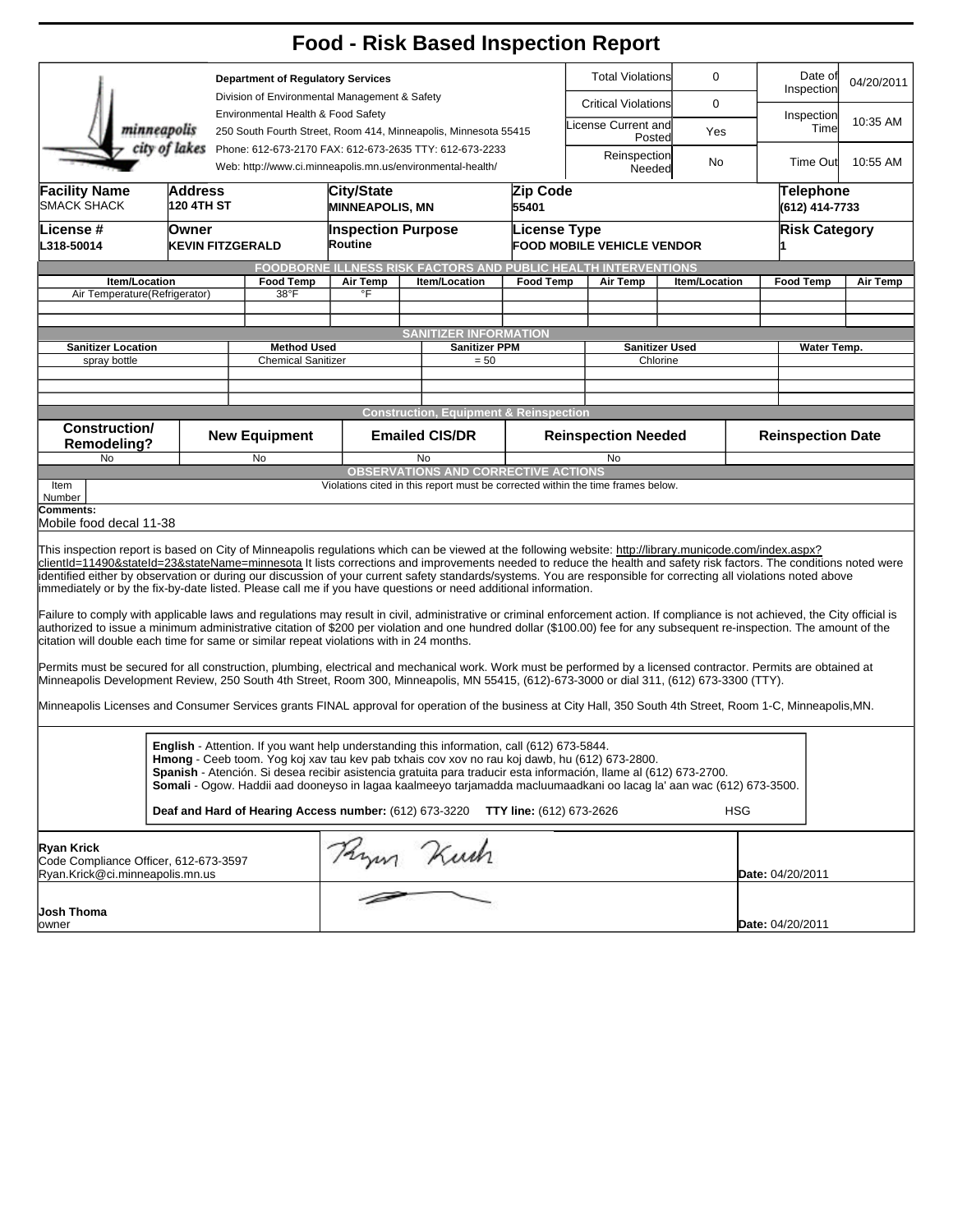# Food - Risk Based Inspection Report

| | | | |
|---|---|---|---|
| **Department of Regulatory Services**<br>Division of Environmental Management & Safety<br>Environmental Health & Food Safety<br>250 South Fourth Street, Room 414, Minneapolis, Minnesota 55415<br>Phone: 612-673-2170 FAX: 612-673-2635 TTY: 612-673-2233<br>Web: http://www.ci.minneapolis.mn.us/environmental-health/ | Total Violations: 0<br>Critical Violations: 0<br>License Current and Posted: Yes<br>Reinspection Needed: No | Date of Inspection: 04/20/2011<br>Inspection Time: 10:35 AM<br>Time Out: 10:55 AM | |

| Facility Name | Address | City/State | Zip Code | Telephone |
|---|---|---|---|---|
| SMACK SHACK | 120 4TH ST | MINNEAPOLIS, MN | 55401 | (612) 414-7733 |

| License # | Owner | Inspection Purpose | License Type | Risk Category |
|---|---|---|---|---|
| L318-50014 | KEVIN FITZGERALD | Routine | FOOD MOBILE VEHICLE VENDOR | 1 |

**FOODBORNE ILLNESS RISK FACTORS AND PUBLIC HEALTH INTERVENTIONS**

| Item/Location | Food Temp | Air Temp | Item/Location | Food Temp | Air Temp | Item/Location | Food Temp | Air Temp |
|---|---|---|---|---|---|---|---|---|
| Air Temperature(Refrigerator) | 38°F | °F | | | | | | |

**SANITIZER INFORMATION**

| Sanitizer Location | Method Used | Sanitizer PPM | Sanitizer Used | Water Temp. |
|---|---|---|---|---|
| spray bottle | Chemical Sanitizer | = 50 | Chlorine | |

**Construction, Equipment & Reinspection**

| Construction/ Remodeling? | New Equipment | Emailed CIS/DR | Reinspection Needed | Reinspection Date |
|---|---|---|---|---|
| No | No | No | No | |

**OBSERVATIONS AND CORRECTIVE ACTIONS**

Item Number — Violations cited in this report must be corrected within the time frames below.

**Comments:**
Mobile food decal 11-38

This inspection report is based on City of Minneapolis regulations which can be viewed at the following website: http://library.municode.com/index.aspx?clientId=11490&stateId=23&stateName=minnesota It lists corrections and improvements needed to reduce the health and safety risk factors. The conditions noted were identified either by observation or during our discussion of your current safety standards/systems. You are responsible for correcting all violations noted above immediately or by the fix-by-date listed. Please call me if you have questions or need additional information.

Failure to comply with applicable laws and regulations may result in civil, administrative or criminal enforcement action. If compliance is not achieved, the City official is authorized to issue a minimum administrative citation of $200 per violation and one hundred dollar ($100.00) fee for any subsequent re-inspection. The amount of the citation will double each time for same or similar repeat violations with in 24 months.

Permits must be secured for all construction, plumbing, electrical and mechanical work. Work must be performed by a licensed contractor. Permits are obtained at Minneapolis Development Review, 250 South 4th Street, Room 300, Minneapolis, MN 55415, (612)-673-3000 or dial 311, (612) 673-3300 (TTY).

Minneapolis Licenses and Consumer Services grants FINAL approval for operation of the business at City Hall, 350 South 4th Street, Room 1-C, Minneapolis,MN.

**English** - Attention. If you want help understanding this information, call (612) 673-5844.
**Hmong** - Ceeb toom. Yog koj xav tau kev pab txhais cov xov no rau koj dawb, hu (612) 673-2800.
**Spanish** - Atención. Si desea recibir asistencia gratuita para traducir esta información, llame al (612) 673-2700.
**Somali** - Ogow. Haddii aad dooneyso in lagaa kaalmeeyo tarjamadda macluumaadkani oo lacag la' aan wac (612) 673-3500.

**Deaf and Hard of Hearing Access number:** (612) 673-3220 **TTY line:** (612) 673-2626 HSG

**Ryan Krick**
Code Compliance Officer, 612-673-3597
Ryan.Krick@ci.minneapolis.mn.us
**Date:** 04/20/2011

**Josh Thoma**
owner
**Date:** 04/20/2011